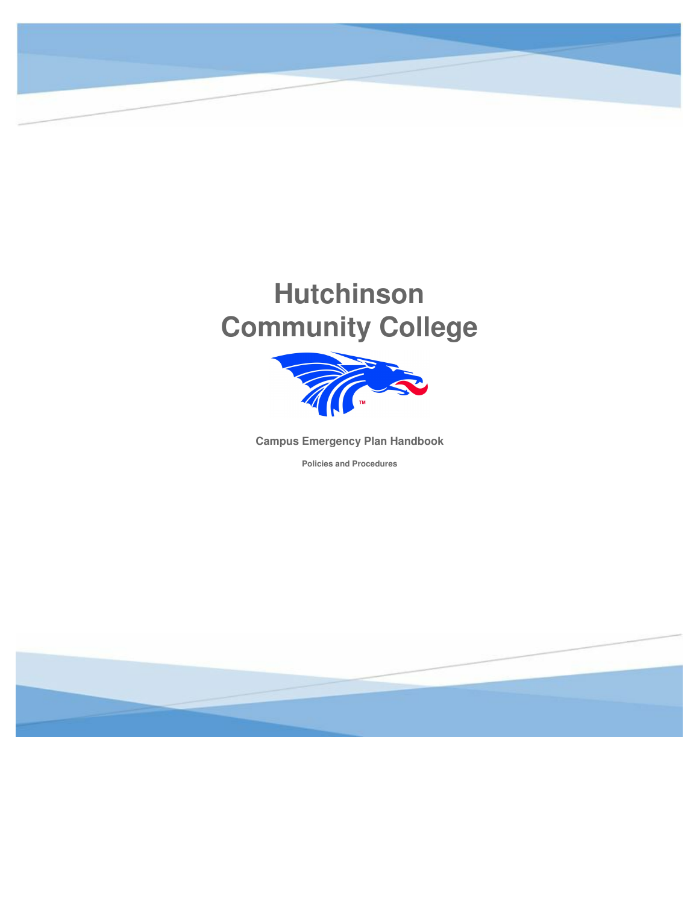# Hutchinson Community College

**Campus Emergency Plan Handbook**

**Policies and Procedures**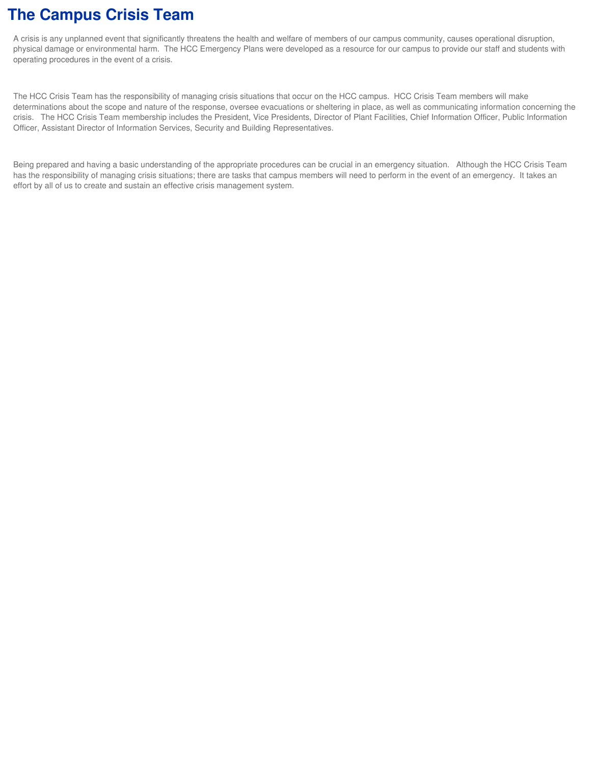# The Campus Crisis Team

A crisis is any unplanned event that significantly threatens the health and welfare of members of our campus community, causes operational disruption, physical damage or environmental harm. The HCC Emergency Plans were developed as a resource for our campus to provide our staff and students with operating procedures in the event of a crisis.

The HCC Crisis Team has the responsibility of managing crisis situations that occur on the HCC campus. HCC Crisis Team members will make determinations about the scope and nature of the response, oversee evacuations or sheltering in place, as well as communicating information concerning the crisis. The HCC Crisis Team membership includes the President, Vice Presidents, Director of Plant Facilities, Chief Information Officer, Public Information Officer, Assistant Director of Information Services, Security and Building Representatives.

Being prepared and having a basic understanding of the appropriate procedures can be crucial in an emergency situation. Although the HCC Crisis Team has the responsibility of managing crisis situations; there are tasks that campus members will need to perform in the event of an emergency. It takes an effort by all of us to create and sustain an effective crisis management system.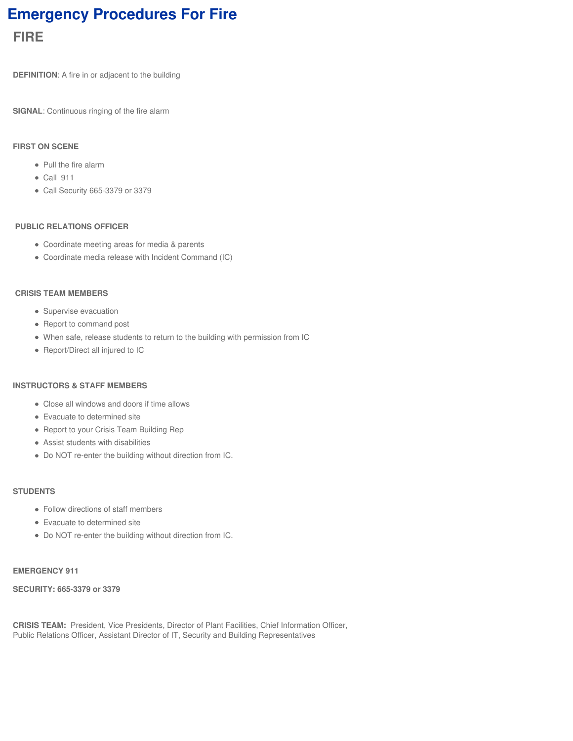# Emergency Procedures For Fire

## FIRE

**DEFINITION**: A fire in or adjacent to the building

**SIGNAL**: Continuous ringing of the fire alarm

**FIRST ON SCENE**

- Pull the fire alarm
- Call 911
- Call Security 665-3379 or 3379

**PUBLIC RELATIONS OFFICER**

- Coordinate meeting areas for media & parents
- Coordinate media release with Incident Command (IC)

**CRISIS TEAM MEMBERS**

- Supervise evacuation
- Report to command post
- When safe, release students to return to the building with permission from IC
- Report/Direct all injured to IC

**INSTRUCTORS & STAFF MEMBERS**

- Close all windows and doors if time allows
- Evacuate to determined site
- Report to your Crisis Team Building Rep
- Assist students with disabilities
- Do NOT re-enter the building without direction from IC.

**STUDENTS**

- Follow directions of staff members
- Evacuate to determined site
- Do NOT re-enter the building without direction from IC.

**EMERGENCY 911**

**SECURITY: 665-3379 or 3379**

**CRISIS TEAM:** President, Vice Presidents, Director of Plant Facilities, Chief Information Officer, Public Relations Officer, Assistant Director of IT, Security and Building Representatives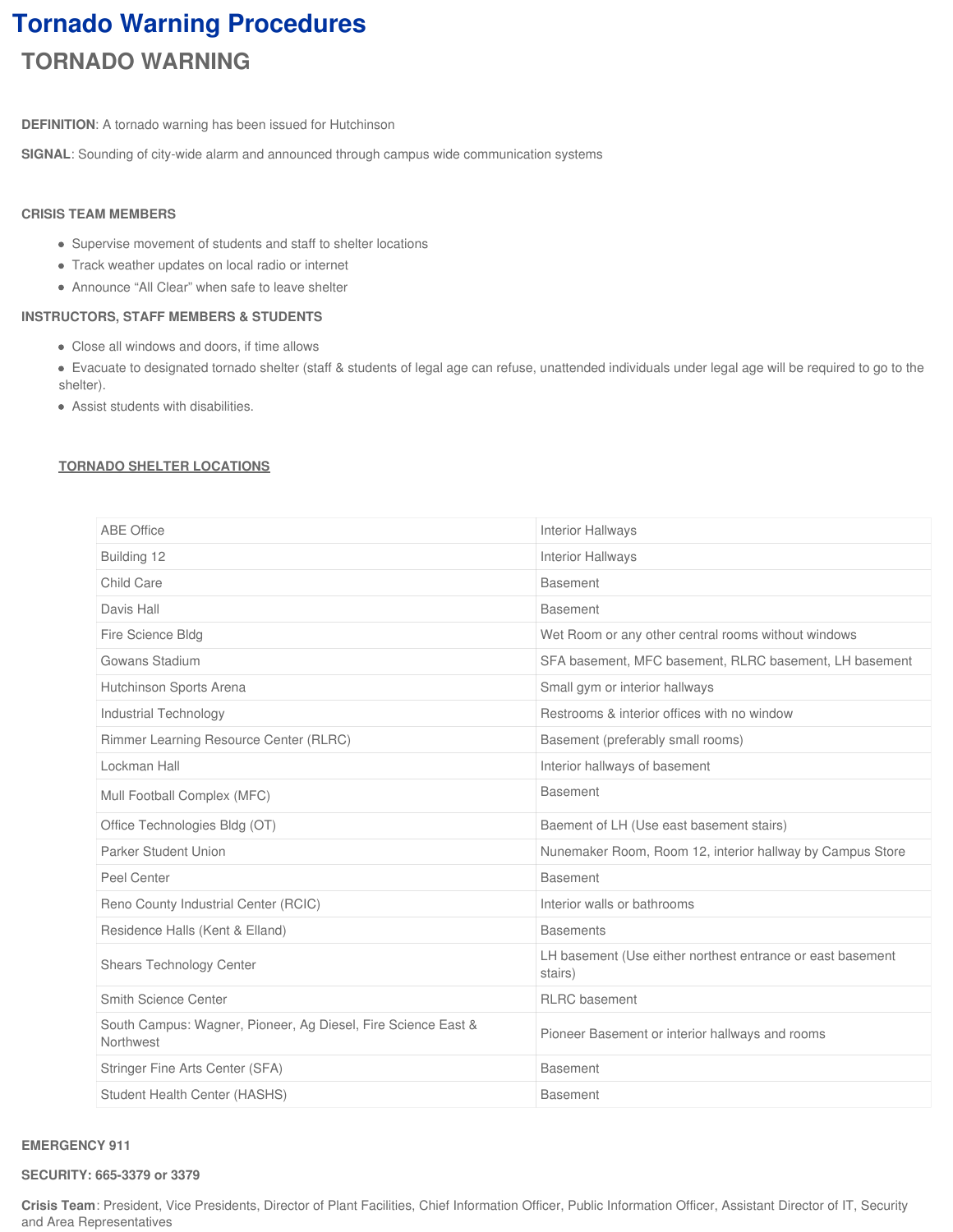# Tornado Warning Procedures

## TORNADO WARNING

**DEFINITION**: A tornado warning has been issued for Hutchinson

**SIGNAL**: Sounding of city-wide alarm and announced through campus wide communication systems

**CRISIS TEAM MEMBERS**

- Supervise movement of students and staff to shelter locations
- Track weather updates on local radio or internet
- Announce "All Clear" when safe to leave shelter

**INSTRUCTORS, STAFF MEMBERS & STUDENTS**

- Close all windows and doors, if time allows
- Evacuate to designated tornado shelter (staff & students of legal age can refuse, unattended individuals under legal age will be required to go to the shelter).
- Assist students with disabilities.

**TORNADO SHELTER LOCATIONS**

| | |
|---|---|
| ABE Office | Interior Hallways |
| Building 12 | Interior Hallways |
| Child Care | Basement |
| Davis Hall | Basement |
| Fire Science Bldg | Wet Room or any other central rooms without windows |
| Gowans Stadium | SFA basement, MFC basement, RLRC basement, LH basement |
| Hutchinson Sports Arena | Small gym or interior hallways |
| Industrial Technology | Restrooms & interior offices with no window |
| Rimmer Learning Resource Center (RLRC) | Basement (preferably small rooms) |
| Lockman Hall | Interior hallways of basement |
| Mull Football Complex (MFC) | Basement |
| Office Technologies Bldg (OT) | Baement of LH (Use east basement stairs) |
| Parker Student Union | Nunemaker Room, Room 12, interior hallway by Campus Store |
| Peel Center | Basement |
| Reno County Industrial Center (RCIC) | Interior walls or bathrooms |
| Residence Halls (Kent & Elland) | Basements |
| Shears Technology Center | LH basement (Use either northest entrance or east basement stairs) |
| Smith Science Center | RLRC basement |
| South Campus: Wagner, Pioneer, Ag Diesel, Fire Science East & Northwest | Pioneer Basement or interior hallways and rooms |
| Stringer Fine Arts Center (SFA) | Basement |
| Student Health Center (HASHS) | Basement |

**EMERGENCY 911**

**SECURITY: 665-3379 or 3379**

**Crisis Team**: President, Vice Presidents, Director of Plant Facilities, Chief Information Officer, Public Information Officer, Assistant Director of IT, Security and Area Representatives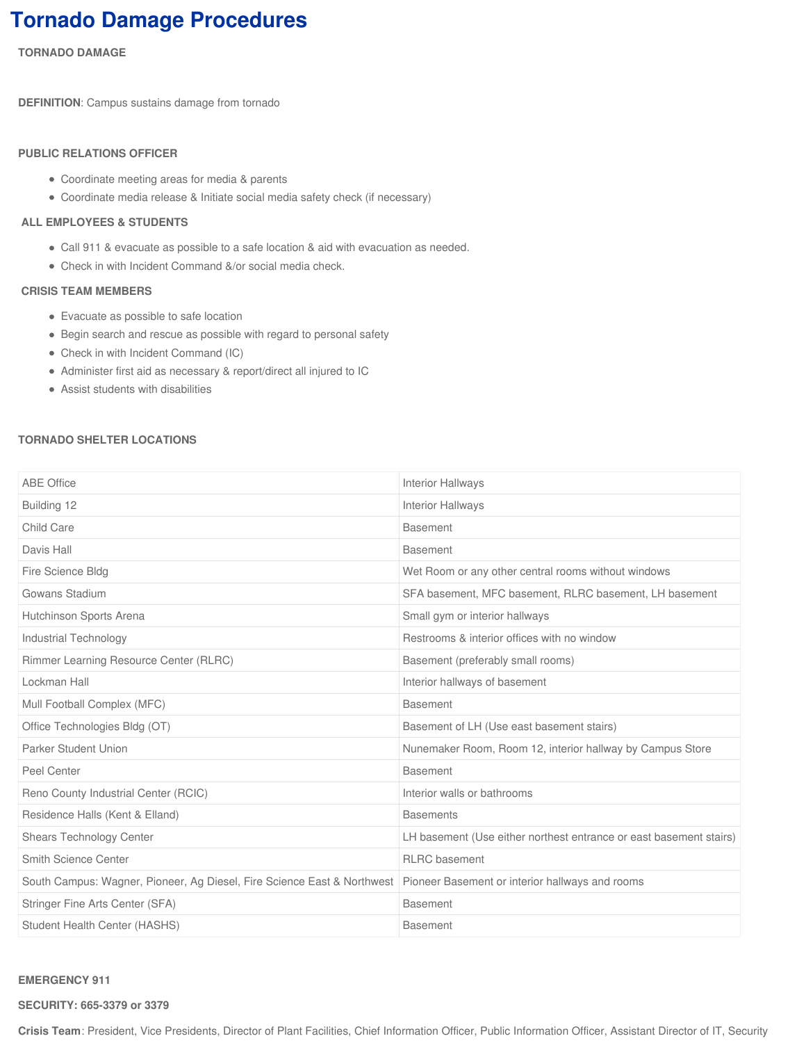# Tornado Damage Procedures

**TORNADO DAMAGE**

**DEFINITION**: Campus sustains damage from tornado

**PUBLIC RELATIONS OFFICER**

- Coordinate meeting areas for media & parents
- Coordinate media release & Initiate social media safety check (if necessary)

**ALL EMPLOYEES & STUDENTS**

- Call 911 & evacuate as possible to a safe location & aid with evacuation as needed.
- Check in with Incident Command &/or social media check.

**CRISIS TEAM MEMBERS**

- Evacuate as possible to safe location
- Begin search and rescue as possible with regard to personal safety
- Check in with Incident Command (IC)
- Administer first aid as necessary & report/direct all injured to IC
- Assist students with disabilities

**TORNADO SHELTER LOCATIONS**

| | |
|---|---|
| ABE Office | Interior Hallways |
| Building 12 | Interior Hallways |
| Child Care | Basement |
| Davis Hall | Basement |
| Fire Science Bldg | Wet Room or any other central rooms without windows |
| Gowans Stadium | SFA basement, MFC basement, RLRC basement, LH basement |
| Hutchinson Sports Arena | Small gym or interior hallways |
| Industrial Technology | Restrooms & interior offices with no window |
| Rimmer Learning Resource Center (RLRC) | Basement (preferably small rooms) |
| Lockman Hall | Interior hallways of basement |
| Mull Football Complex (MFC) | Basement |
| Office Technologies Bldg (OT) | Basement of LH (Use east basement stairs) |
| Parker Student Union | Nunemaker Room, Room 12, interior hallway by Campus Store |
| Peel Center | Basement |
| Reno County Industrial Center (RCIC) | Interior walls or bathrooms |
| Residence Halls (Kent & Elland) | Basements |
| Shears Technology Center | LH basement (Use either northest entrance or east basement stairs) |
| Smith Science Center | RLRC basement |
| South Campus: Wagner, Pioneer, Ag Diesel, Fire Science East & Northwest | Pioneer Basement or interior hallways and rooms |
| Stringer Fine Arts Center (SFA) | Basement |
| Student Health Center (HASHS) | Basement |

**EMERGENCY 911**

**SECURITY: 665-3379 or 3379**

**Crisis Team**: President, Vice Presidents, Director of Plant Facilities, Chief Information Officer, Public Information Officer, Assistant Director of IT, Security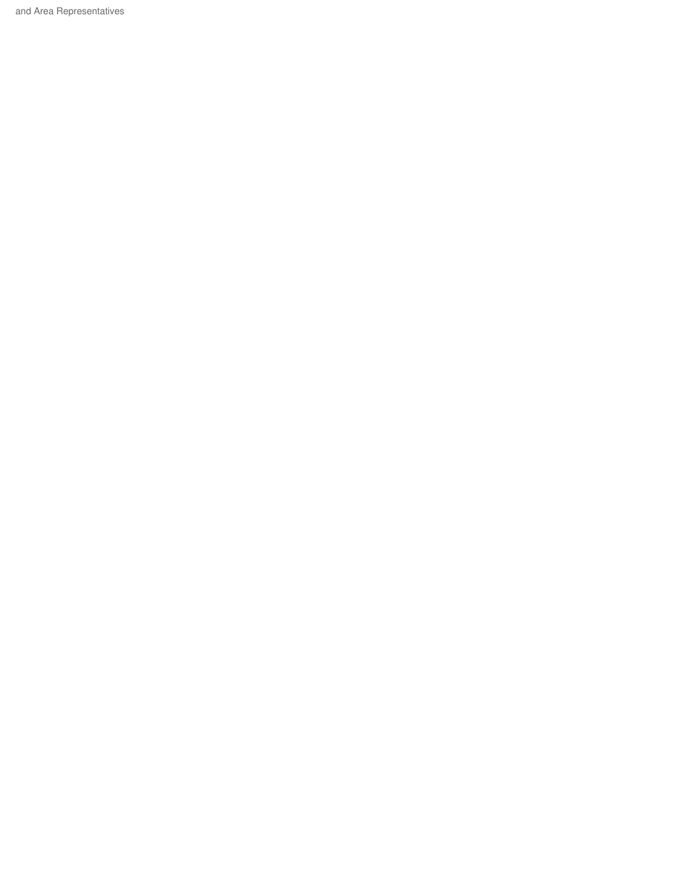and Area Representatives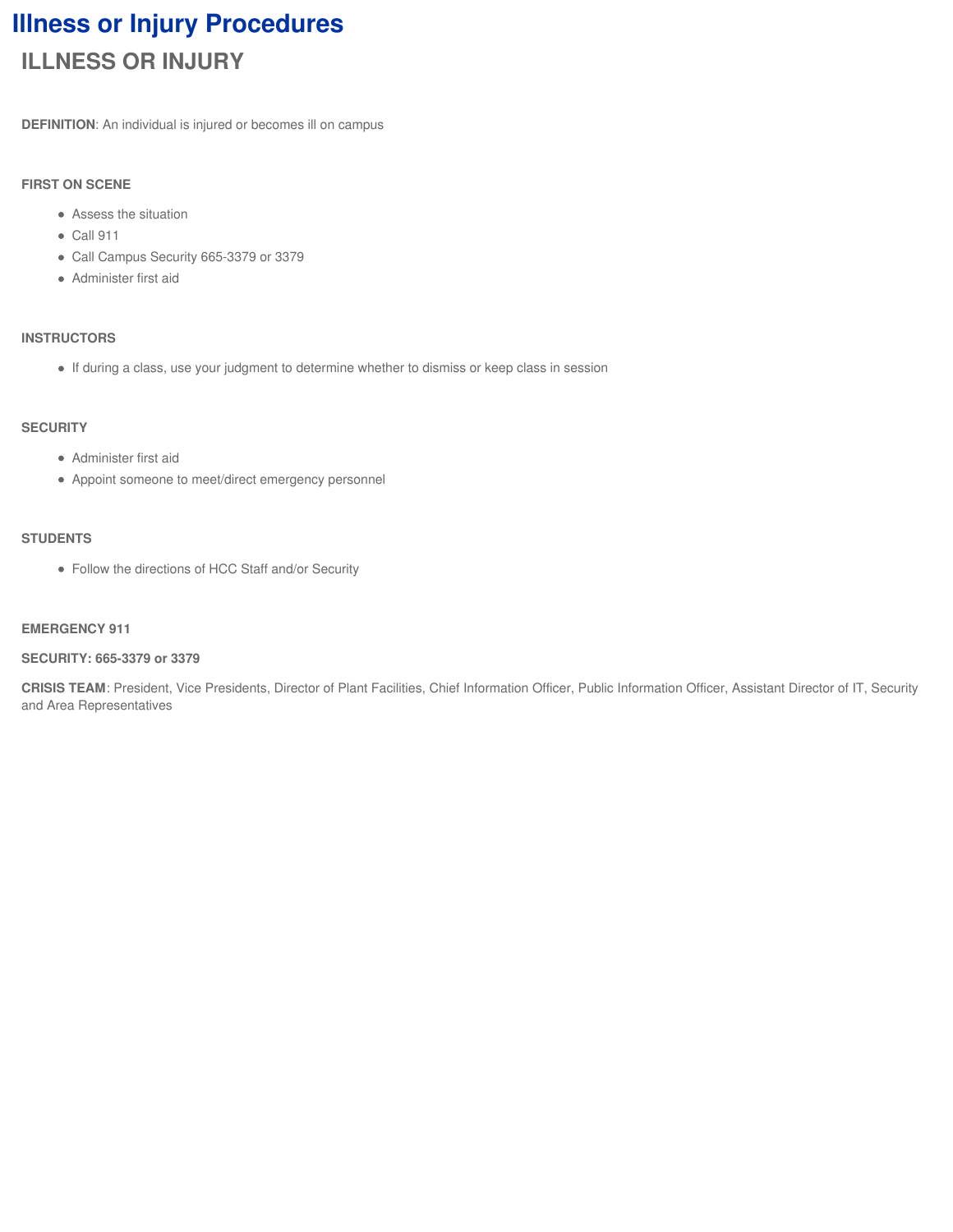# Illness or Injury Procedures

## ILLNESS OR INJURY

**DEFINITION**: An individual is injured or becomes ill on campus

**FIRST ON SCENE**

- Assess the situation
- Call 911
- Call Campus Security 665-3379 or 3379
- Administer first aid

**INSTRUCTORS**

- If during a class, use your judgment to determine whether to dismiss or keep class in session

**SECURITY**

- Administer first aid
- Appoint someone to meet/direct emergency personnel

**STUDENTS**

- Follow the directions of HCC Staff and/or Security

**EMERGENCY 911**

**SECURITY: 665-3379 or 3379**

**CRISIS TEAM**: President, Vice Presidents, Director of Plant Facilities, Chief Information Officer, Public Information Officer, Assistant Director of IT, Security and Area Representatives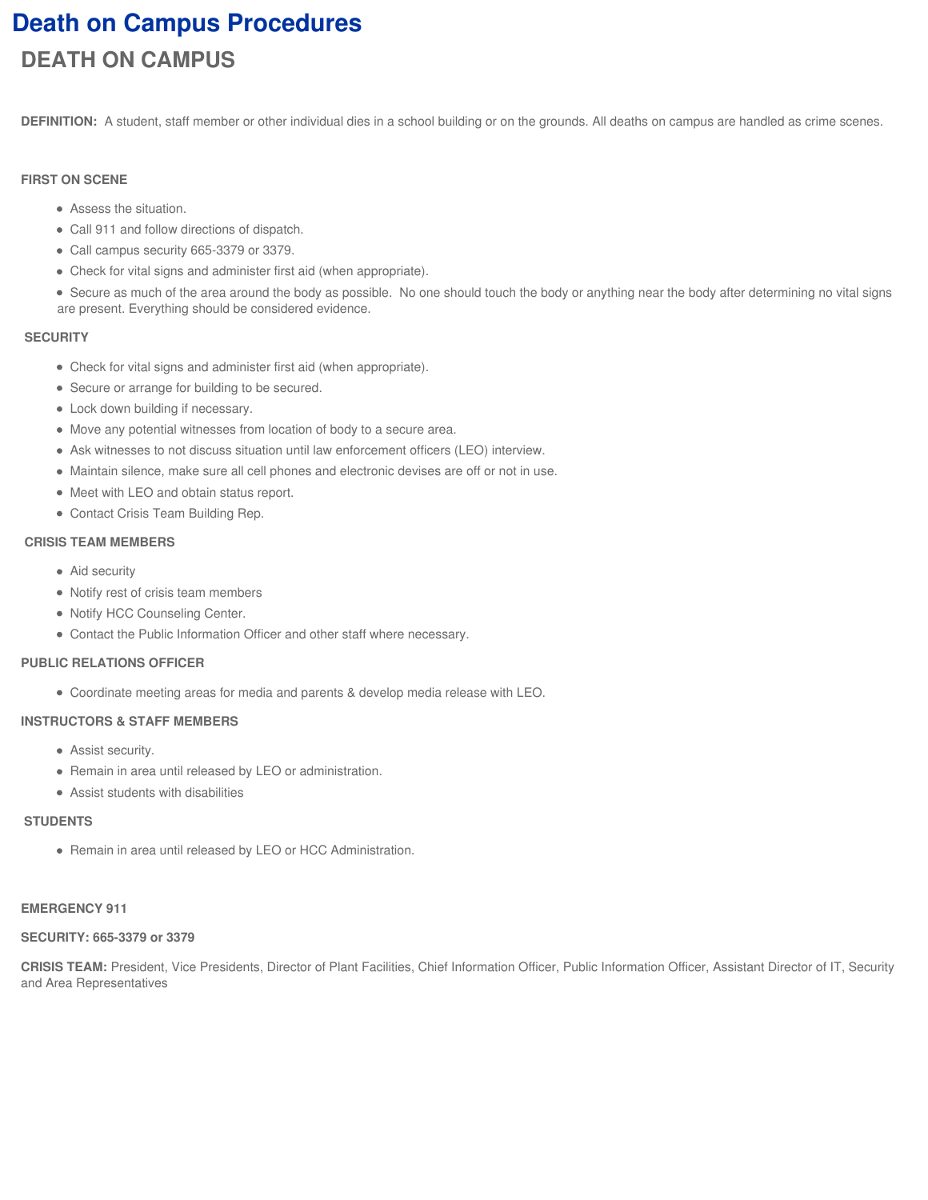# Death on Campus Procedures

## DEATH ON CAMPUS

**DEFINITION:** A student, staff member or other individual dies in a school building or on the grounds. All deaths on campus are handled as crime scenes.

**FIRST ON SCENE**

- Assess the situation.
- Call 911 and follow directions of dispatch.
- Call campus security 665-3379 or 3379.
- Check for vital signs and administer first aid (when appropriate).
- Secure as much of the area around the body as possible. No one should touch the body or anything near the body after determining no vital signs are present. Everything should be considered evidence.

**SECURITY**

- Check for vital signs and administer first aid (when appropriate).
- Secure or arrange for building to be secured.
- Lock down building if necessary.
- Move any potential witnesses from location of body to a secure area.
- Ask witnesses to not discuss situation until law enforcement officers (LEO) interview.
- Maintain silence, make sure all cell phones and electronic devises are off or not in use.
- Meet with LEO and obtain status report.
- Contact Crisis Team Building Rep.

**CRISIS TEAM MEMBERS**

- Aid security
- Notify rest of crisis team members
- Notify HCC Counseling Center.
- Contact the Public Information Officer and other staff where necessary.

**PUBLIC RELATIONS OFFICER**

- Coordinate meeting areas for media and parents & develop media release with LEO.

**INSTRUCTORS & STAFF MEMBERS**

- Assist security.
- Remain in area until released by LEO or administration.
- Assist students with disabilities

**STUDENTS**

- Remain in area until released by LEO or HCC Administration.

**EMERGENCY 911**

**SECURITY: 665-3379 or 3379**

**CRISIS TEAM:** President, Vice Presidents, Director of Plant Facilities, Chief Information Officer, Public Information Officer, Assistant Director of IT, Security and Area Representatives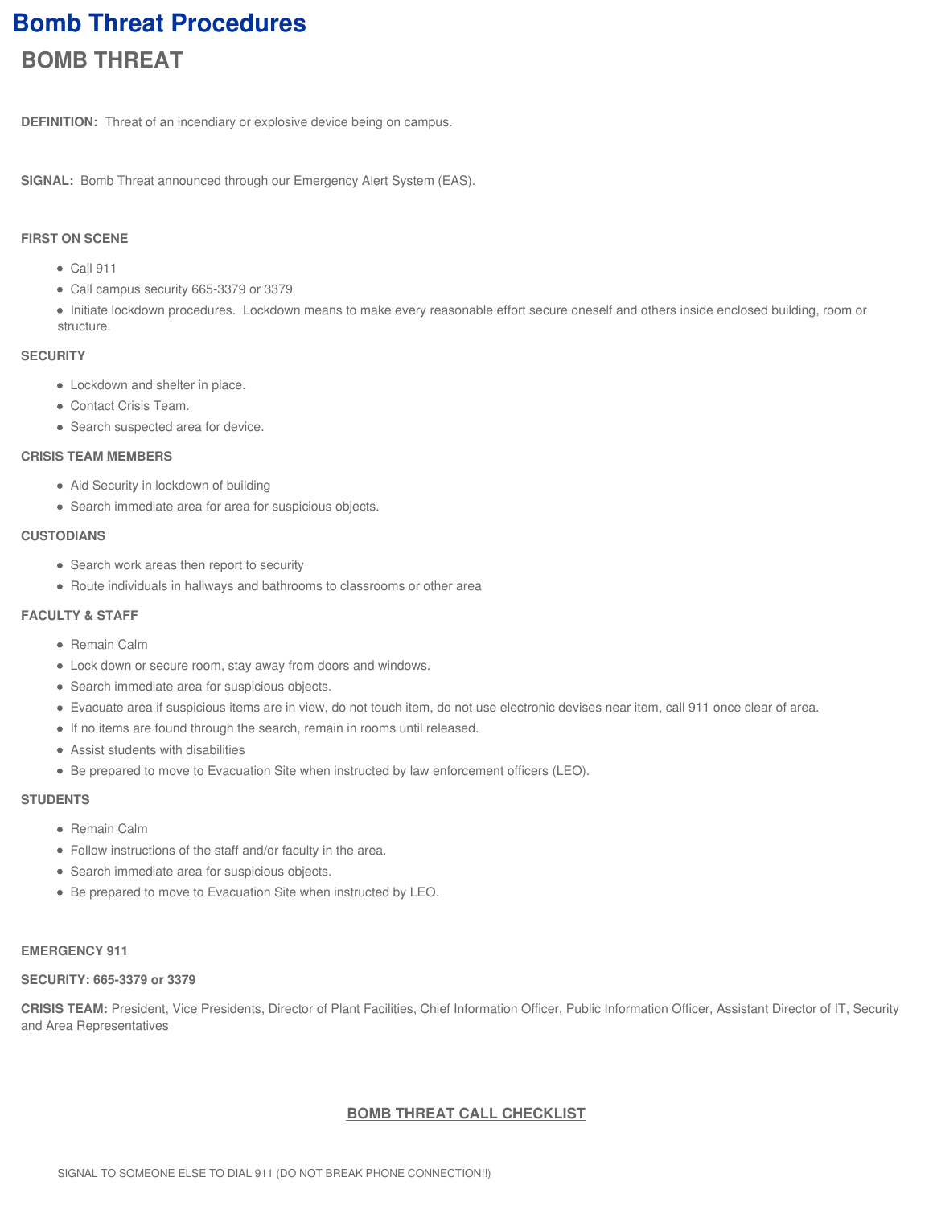# Bomb Threat Procedures

## BOMB THREAT

**DEFINITION:** Threat of an incendiary or explosive device being on campus.

**SIGNAL:** Bomb Threat announced through our Emergency Alert System (EAS).

**FIRST ON SCENE**

- Call 911
- Call campus security 665-3379 or 3379
- Initiate lockdown procedures. Lockdown means to make every reasonable effort secure oneself and others inside enclosed building, room or structure.

**SECURITY**

- Lockdown and shelter in place.
- Contact Crisis Team.
- Search suspected area for device.

**CRISIS TEAM MEMBERS**

- Aid Security in lockdown of building
- Search immediate area for area for suspicious objects.

**CUSTODIANS**

- Search work areas then report to security
- Route individuals in hallways and bathrooms to classrooms or other area

**FACULTY & STAFF**

- Remain Calm
- Lock down or secure room, stay away from doors and windows.
- Search immediate area for suspicious objects.
- Evacuate area if suspicious items are in view, do not touch item, do not use electronic devises near item, call 911 once clear of area.
- If no items are found through the search, remain in rooms until released.
- Assist students with disabilities
- Be prepared to move to Evacuation Site when instructed by law enforcement officers (LEO).

**STUDENTS**

- Remain Calm
- Follow instructions of the staff and/or faculty in the area.
- Search immediate area for suspicious objects.
- Be prepared to move to Evacuation Site when instructed by LEO.

**EMERGENCY 911**

**SECURITY: 665-3379 or 3379**

**CRISIS TEAM:** President, Vice Presidents, Director of Plant Facilities, Chief Information Officer, Public Information Officer, Assistant Director of IT, Security and Area Representatives

**BOMB THREAT CALL CHECKLIST**

SIGNAL TO SOMEONE ELSE TO DIAL 911 (DO NOT BREAK PHONE CONNECTION!!)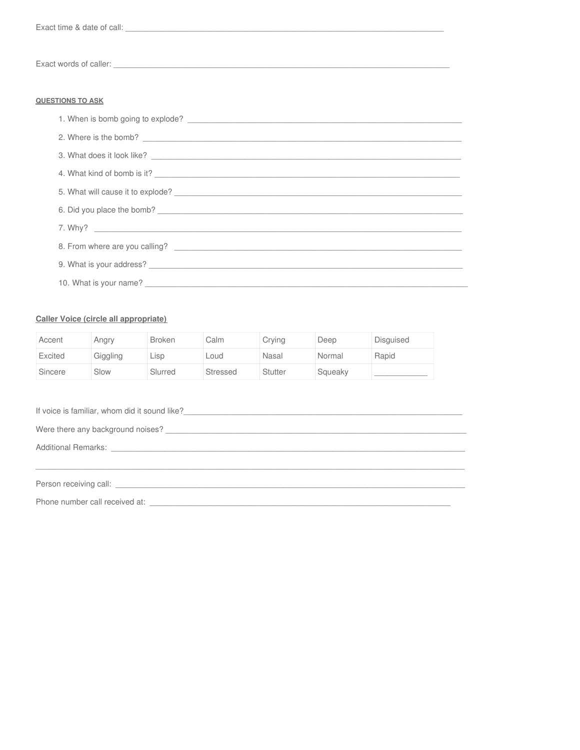Exact time & date of call: ___________________________________________________________________________

Exact words of caller: _______________________________________________________________________________

**QUESTIONS TO ASK**

1. When is bomb going to explode? ________________________________________________________________
2. Where is the bomb? ___________________________________________________________________________
3. What does it look like? ________________________________________________________________________
4. What kind of bomb is it? _______________________________________________________________________
5. What will cause it to explode? ____________________________________________________________________
6. Did you place the bomb? _______________________________________________________________________
7. Why? _______________________________________________________________________________________
8. From where are you calling? ____________________________________________________________________
9. What is your address? _________________________________________________________________________
10. What is your name? ___________________________________________________________________________

**Caller Voice (circle all appropriate)**

| Accent | Angry | Broken | Calm | Crying | Deep | Disguised |
|---|---|---|---|---|---|---|
| Excited | Giggling | Lisp | Loud | Nasal | Normal | Rapid |
| Sincere | Slow | Slurred | Stressed | Stutter | Squeaky | ____________ |

If voice is familiar, whom did it sound like?_________________________________________________________________

Were there any background noises? ______________________________________________________________________

Additional Remarks: ___________________________________________________________________________________

______________________________________________________________________________________________________

Person receiving call: ___________________________________________________________________________________

Phone number call received at: __________________________________________________________________________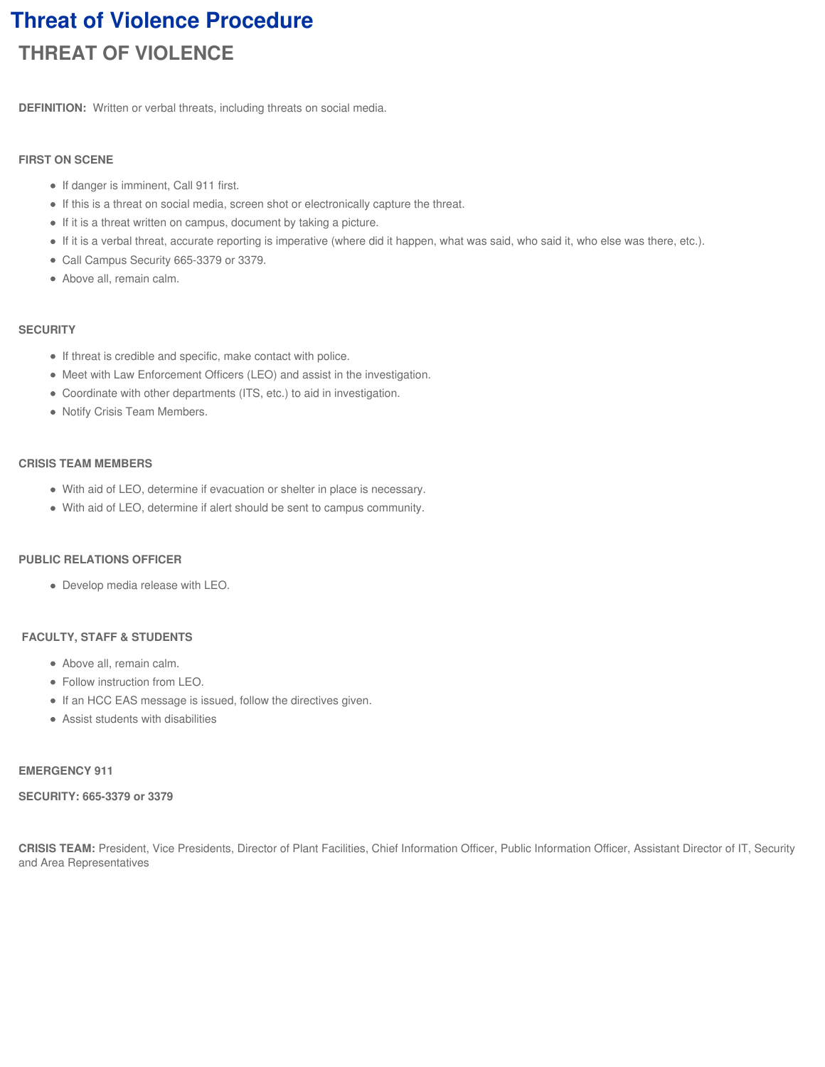# Threat of Violence Procedure

## THREAT OF VIOLENCE

**DEFINITION:** Written or verbal threats, including threats on social media.

**FIRST ON SCENE**

- If danger is imminent, Call 911 first.
- If this is a threat on social media, screen shot or electronically capture the threat.
- If it is a threat written on campus, document by taking a picture.
- If it is a verbal threat, accurate reporting is imperative (where did it happen, what was said, who said it, who else was there, etc.).
- Call Campus Security 665-3379 or 3379.
- Above all, remain calm.

**SECURITY**

- If threat is credible and specific, make contact with police.
- Meet with Law Enforcement Officers (LEO) and assist in the investigation.
- Coordinate with other departments (ITS, etc.) to aid in investigation.
- Notify Crisis Team Members.

**CRISIS TEAM MEMBERS**

- With aid of LEO, determine if evacuation or shelter in place is necessary.
- With aid of LEO, determine if alert should be sent to campus community.

**PUBLIC RELATIONS OFFICER**

- Develop media release with LEO.

**FACULTY, STAFF & STUDENTS**

- Above all, remain calm.
- Follow instruction from LEO.
- If an HCC EAS message is issued, follow the directives given.
- Assist students with disabilities

**EMERGENCY 911**

**SECURITY: 665-3379 or 3379**

**CRISIS TEAM:** President, Vice Presidents, Director of Plant Facilities, Chief Information Officer, Public Information Officer, Assistant Director of IT, Security and Area Representatives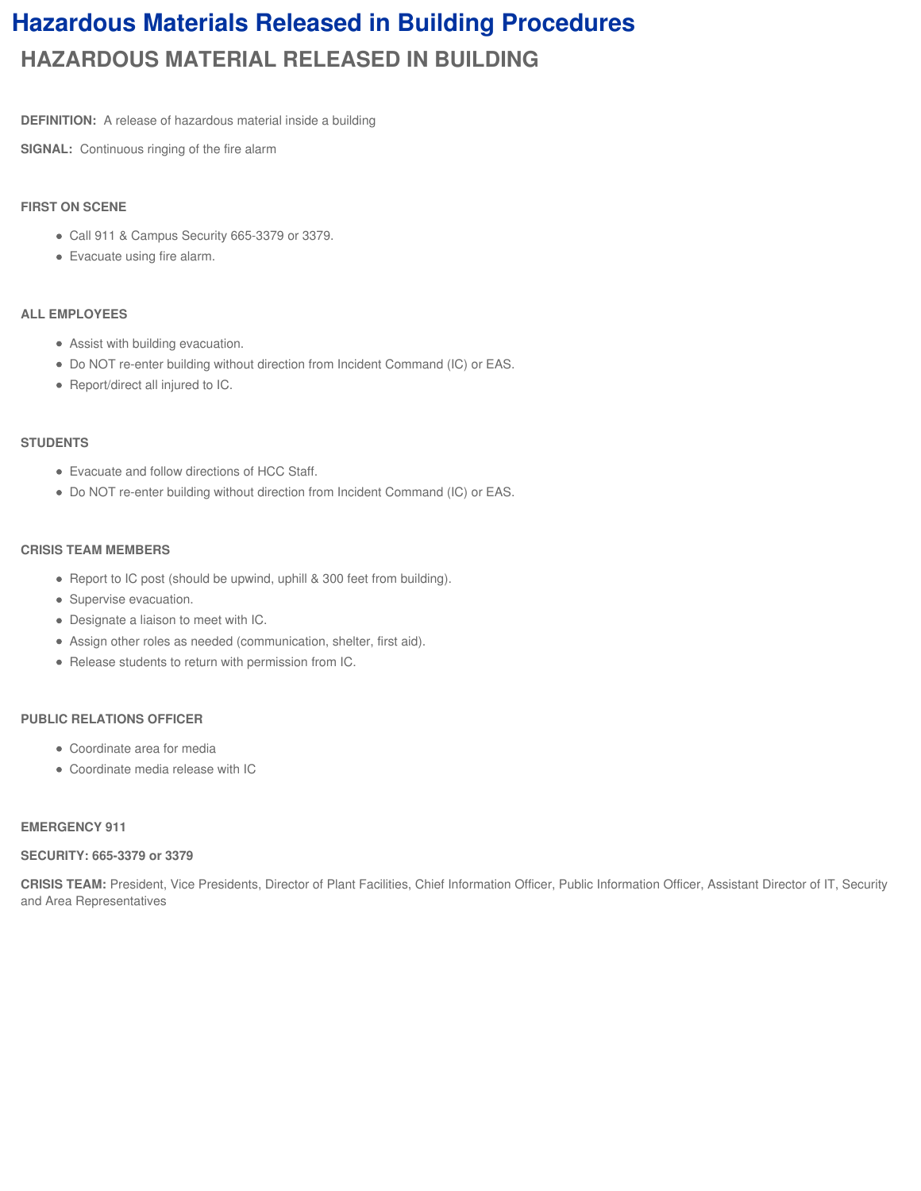# Hazardous Materials Released in Building Procedures

## HAZARDOUS MATERIAL RELEASED IN BUILDING

**DEFINITION:** A release of hazardous material inside a building

**SIGNAL:** Continuous ringing of the fire alarm

**FIRST ON SCENE**

- Call 911 & Campus Security 665-3379 or 3379.
- Evacuate using fire alarm.

**ALL EMPLOYEES**

- Assist with building evacuation.
- Do NOT re-enter building without direction from Incident Command (IC) or EAS.
- Report/direct all injured to IC.

**STUDENTS**

- Evacuate and follow directions of HCC Staff.
- Do NOT re-enter building without direction from Incident Command (IC) or EAS.

**CRISIS TEAM MEMBERS**

- Report to IC post (should be upwind, uphill & 300 feet from building).
- Supervise evacuation.
- Designate a liaison to meet with IC.
- Assign other roles as needed (communication, shelter, first aid).
- Release students to return with permission from IC.

**PUBLIC RELATIONS OFFICER**

- Coordinate area for media
- Coordinate media release with IC

**EMERGENCY 911**

**SECURITY: 665-3379 or 3379**

**CRISIS TEAM:** President, Vice Presidents, Director of Plant Facilities, Chief Information Officer, Public Information Officer, Assistant Director of IT, Security and Area Representatives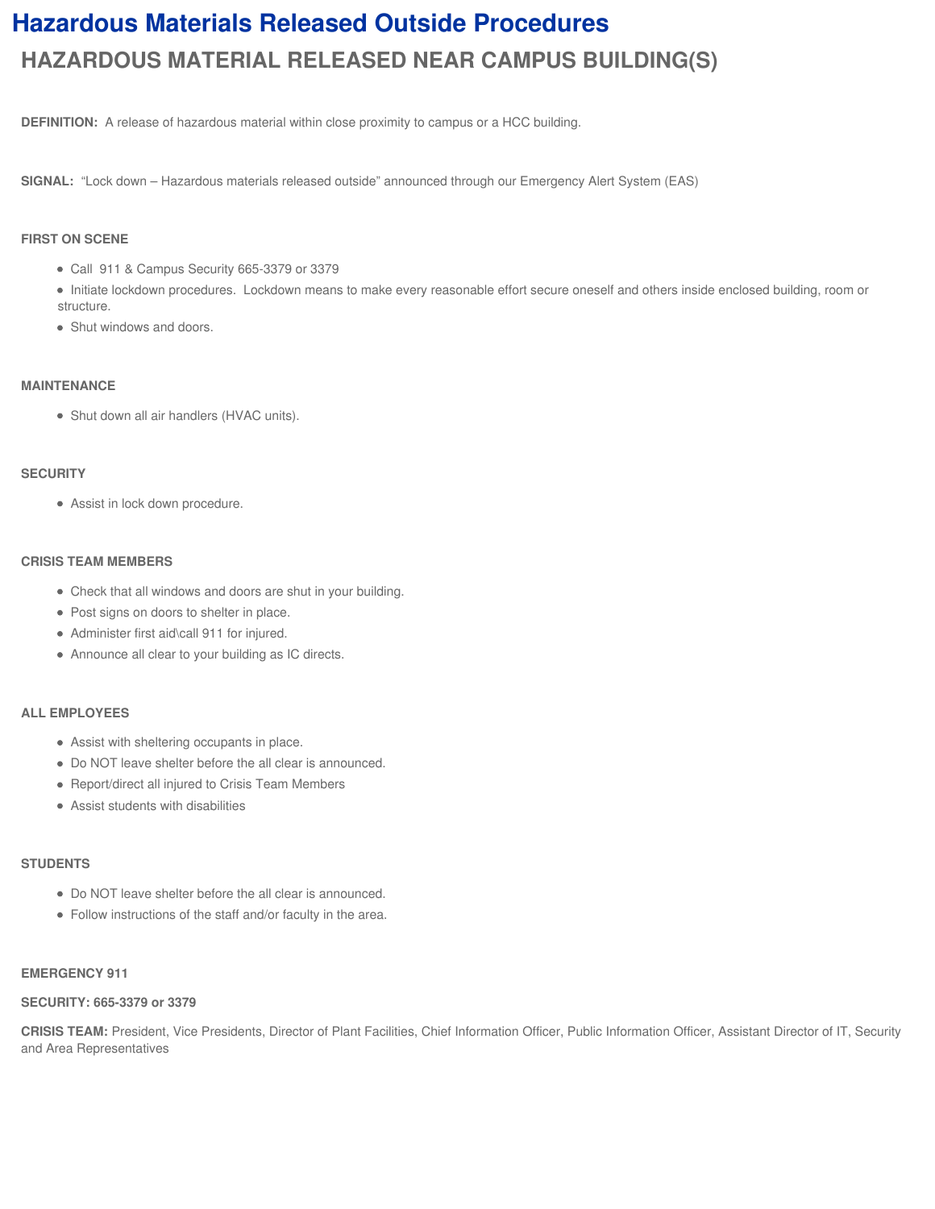# Hazardous Materials Released Outside Procedures

## HAZARDOUS MATERIAL RELEASED NEAR CAMPUS BUILDING(S)

**DEFINITION:** A release of hazardous material within close proximity to campus or a HCC building.

**SIGNAL:** "Lock down – Hazardous materials released outside" announced through our Emergency Alert System (EAS)

**FIRST ON SCENE**

- Call 911 & Campus Security 665-3379 or 3379
- Initiate lockdown procedures. Lockdown means to make every reasonable effort secure oneself and others inside enclosed building, room or structure.
- Shut windows and doors.

**MAINTENANCE**

- Shut down all air handlers (HVAC units).

**SECURITY**

- Assist in lock down procedure.

**CRISIS TEAM MEMBERS**

- Check that all windows and doors are shut in your building.
- Post signs on doors to shelter in place.
- Administer first aid\call 911 for injured.
- Announce all clear to your building as IC directs.

**ALL EMPLOYEES**

- Assist with sheltering occupants in place.
- Do NOT leave shelter before the all clear is announced.
- Report/direct all injured to Crisis Team Members
- Assist students with disabilities

**STUDENTS**

- Do NOT leave shelter before the all clear is announced.
- Follow instructions of the staff and/or faculty in the area.

**EMERGENCY 911**

**SECURITY: 665-3379 or 3379**

**CRISIS TEAM:** President, Vice Presidents, Director of Plant Facilities, Chief Information Officer, Public Information Officer, Assistant Director of IT, Security and Area Representatives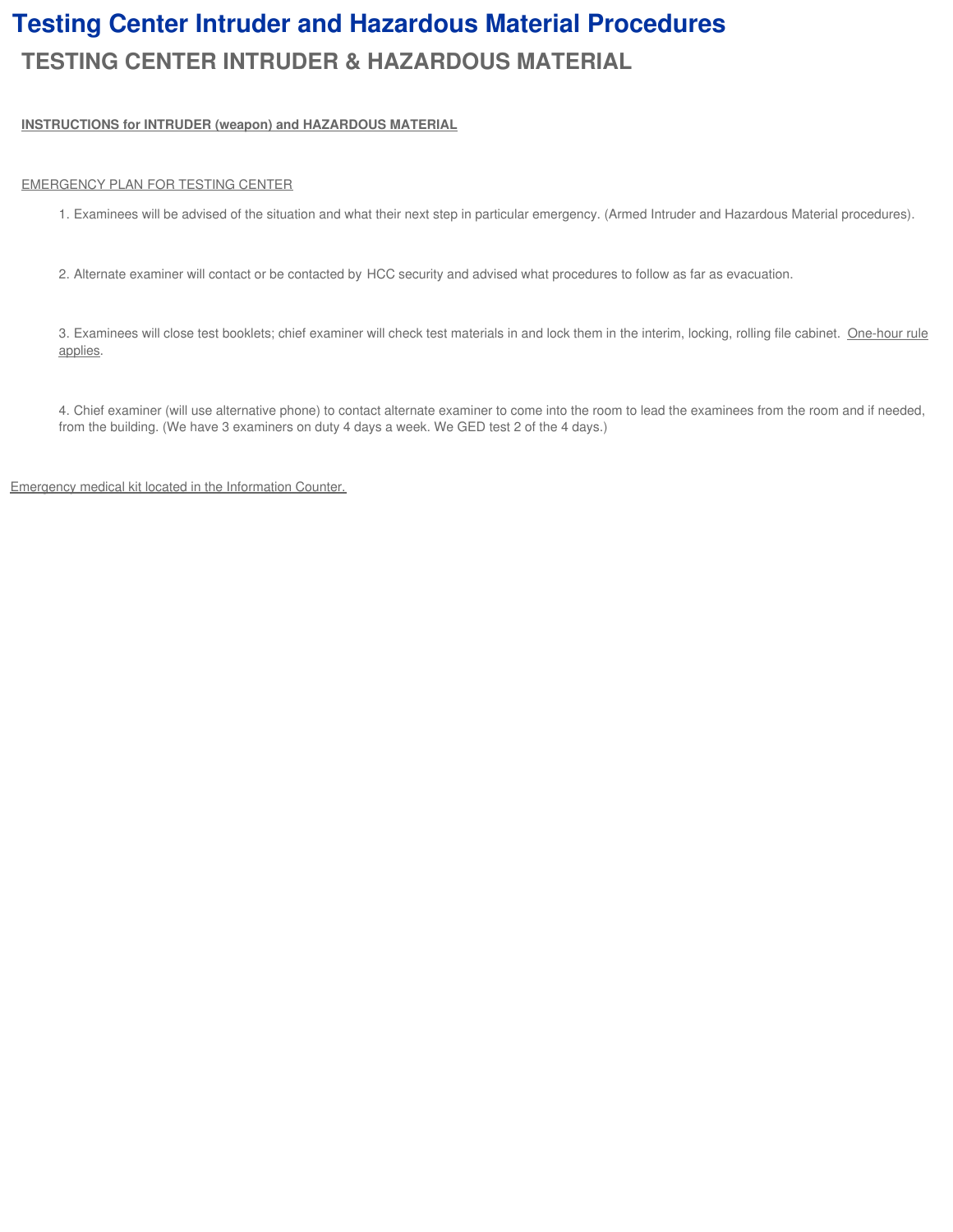# Testing Center Intruder and Hazardous Material Procedures

## TESTING CENTER INTRUDER & HAZARDOUS MATERIAL

**INSTRUCTIONS for INTRUDER (weapon) and HAZARDOUS MATERIAL**

EMERGENCY PLAN FOR TESTING CENTER

1. Examinees will be advised of the situation and what their next step in particular emergency. (Armed Intruder and Hazardous Material procedures).

2. Alternate examiner will contact or be contacted by HCC security and advised what procedures to follow as far as evacuation.

3. Examinees will close test booklets; chief examiner will check test materials in and lock them in the interim, locking, rolling file cabinet. One-hour rule applies.

4. Chief examiner (will use alternative phone) to contact alternate examiner to come into the room to lead the examinees from the room and if needed, from the building. (We have 3 examiners on duty 4 days a week. We GED test 2 of the 4 days.)

Emergency medical kit located in the Information Counter.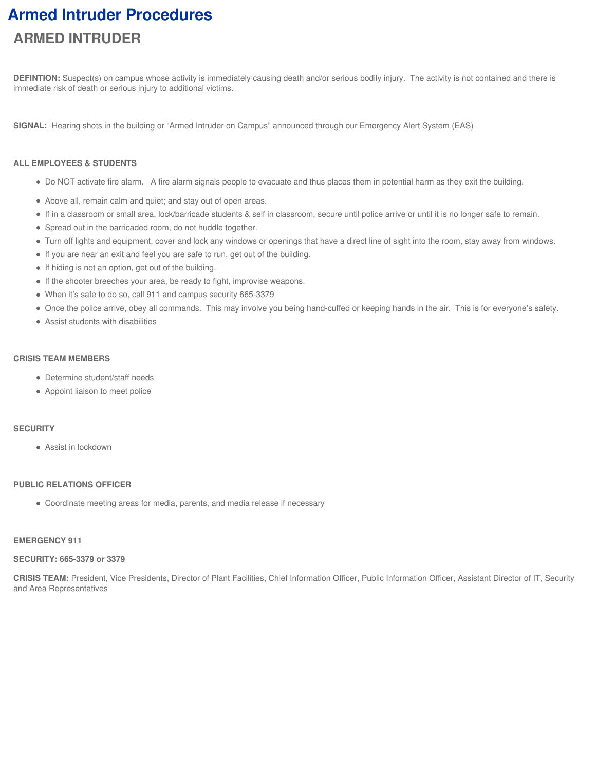# Armed Intruder Procedures

## ARMED INTRUDER

**DEFINTION:** Suspect(s) on campus whose activity is immediately causing death and/or serious bodily injury. The activity is not contained and there is immediate risk of death or serious injury to additional victims.

**SIGNAL:** Hearing shots in the building or "Armed Intruder on Campus" announced through our Emergency Alert System (EAS)

**ALL EMPLOYEES & STUDENTS**

- Do NOT activate fire alarm. A fire alarm signals people to evacuate and thus places them in potential harm as they exit the building.
- Above all, remain calm and quiet; and stay out of open areas.
- If in a classroom or small area, lock/barricade students & self in classroom, secure until police arrive or until it is no longer safe to remain.
- Spread out in the barricaded room, do not huddle together.
- Turn off lights and equipment, cover and lock any windows or openings that have a direct line of sight into the room, stay away from windows.
- If you are near an exit and feel you are safe to run, get out of the building.
- If hiding is not an option, get out of the building.
- If the shooter breeches your area, be ready to fight, improvise weapons.
- When it's safe to do so, call 911 and campus security 665-3379
- Once the police arrive, obey all commands. This may involve you being hand-cuffed or keeping hands in the air. This is for everyone's safety.
- Assist students with disabilities

**CRISIS TEAM MEMBERS**

- Determine student/staff needs
- Appoint liaison to meet police

**SECURITY**

- Assist in lockdown

**PUBLIC RELATIONS OFFICER**

- Coordinate meeting areas for media, parents, and media release if necessary

**EMERGENCY 911**

**SECURITY: 665-3379 or 3379**

**CRISIS TEAM:** President, Vice Presidents, Director of Plant Facilities, Chief Information Officer, Public Information Officer, Assistant Director of IT, Security and Area Representatives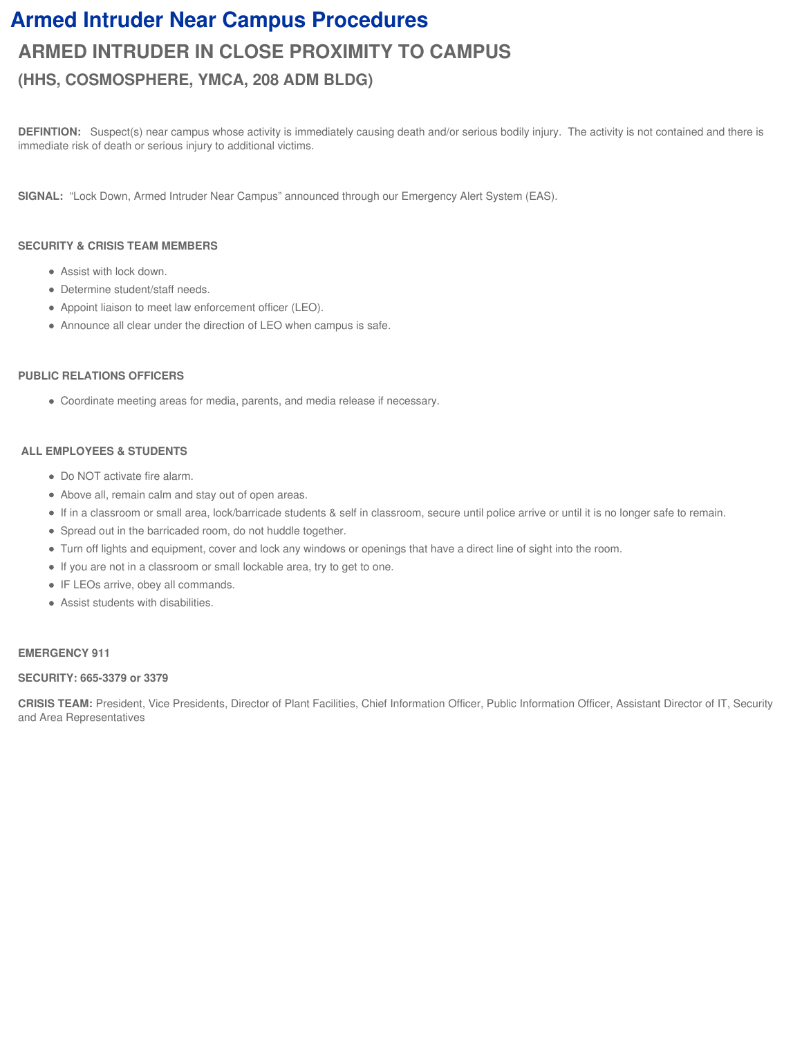# Armed Intruder Near Campus Procedures

## ARMED INTRUDER IN CLOSE PROXIMITY TO CAMPUS

### (HHS, COSMOSPHERE, YMCA, 208 ADM BLDG)

**DEFINTION:** Suspect(s) near campus whose activity is immediately causing death and/or serious bodily injury. The activity is not contained and there is immediate risk of death or serious injury to additional victims.

**SIGNAL:** "Lock Down, Armed Intruder Near Campus" announced through our Emergency Alert System (EAS).

**SECURITY & CRISIS TEAM MEMBERS**

- Assist with lock down.
- Determine student/staff needs.
- Appoint liaison to meet law enforcement officer (LEO).
- Announce all clear under the direction of LEO when campus is safe.

**PUBLIC RELATIONS OFFICERS**

- Coordinate meeting areas for media, parents, and media release if necessary.

**ALL EMPLOYEES & STUDENTS**

- Do NOT activate fire alarm.
- Above all, remain calm and stay out of open areas.
- If in a classroom or small area, lock/barricade students & self in classroom, secure until police arrive or until it is no longer safe to remain.
- Spread out in the barricaded room, do not huddle together.
- Turn off lights and equipment, cover and lock any windows or openings that have a direct line of sight into the room.
- If you are not in a classroom or small lockable area, try to get to one.
- IF LEOs arrive, obey all commands.
- Assist students with disabilities.

**EMERGENCY 911**

**SECURITY: 665-3379 or 3379**

**CRISIS TEAM:** President, Vice Presidents, Director of Plant Facilities, Chief Information Officer, Public Information Officer, Assistant Director of IT, Security and Area Representatives